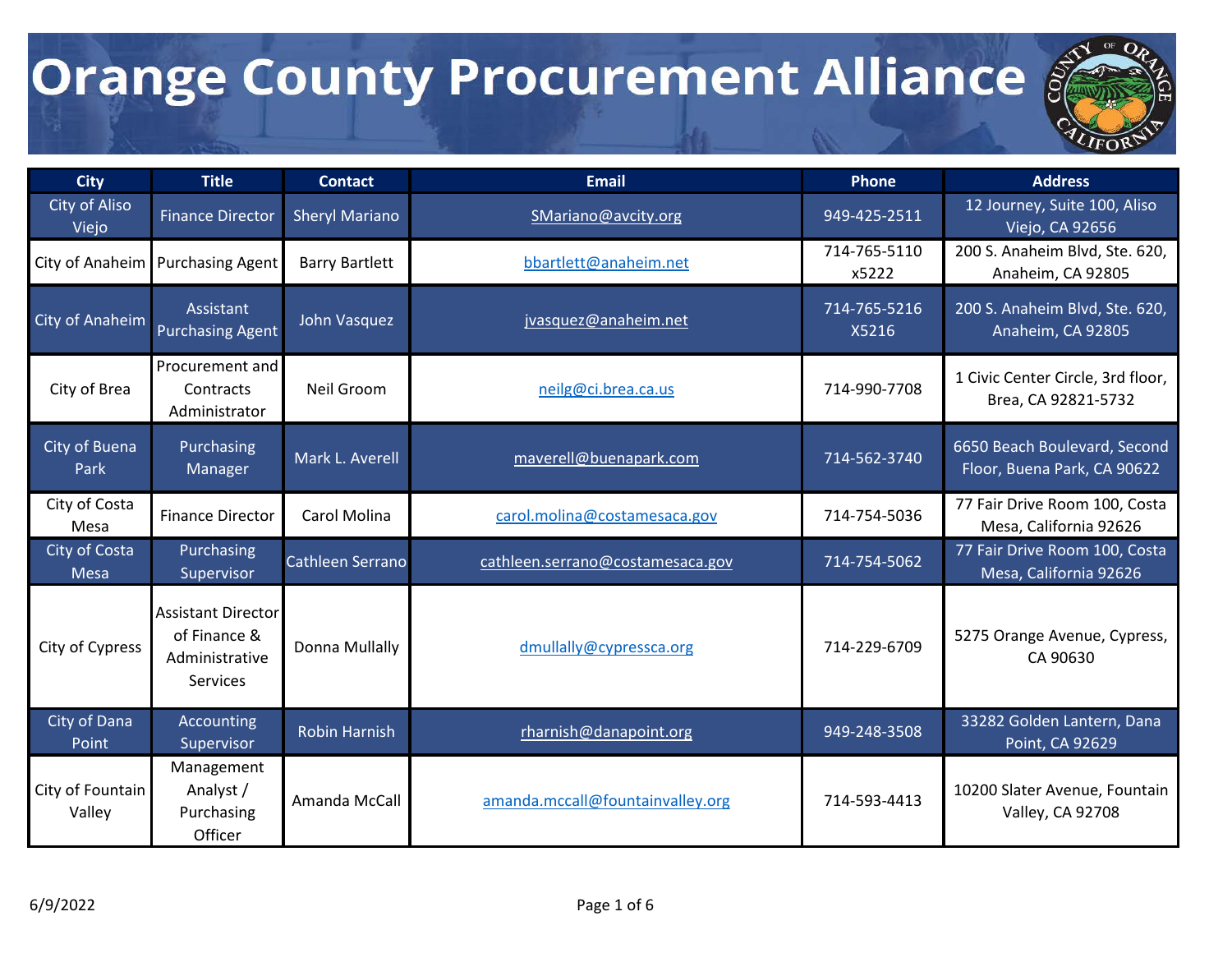# Orange County Procurement Alliance

| City | Title | Contact | Email | Phone | Address |
|---|---|---|---|---|---|
| City of Aliso Viejo | Finance Director | Sheryl Mariano | SMariano@avcity.org | 949-425-2511 | 12 Journey, Suite 100, Aliso Viejo, CA 92656 |
| City of Anaheim | Purchasing Agent | Barry Bartlett | bbartlett@anaheim.net | 714-765-5110 x5222 | 200 S. Anaheim Blvd, Ste. 620, Anaheim, CA 92805 |
| City of Anaheim | Assistant Purchasing Agent | John Vasquez | jvasquez@anaheim.net | 714-765-5216 X5216 | 200 S. Anaheim Blvd, Ste. 620, Anaheim, CA 92805 |
| City of Brea | Procurement and Contracts Administrator | Neil Groom | neilg@ci.brea.ca.us | 714-990-7708 | 1 Civic Center Circle, 3rd floor, Brea, CA 92821-5732 |
| City of Buena Park | Purchasing Manager | Mark L. Averell | maverell@buenapark.com | 714-562-3740 | 6650 Beach Boulevard, Second Floor, Buena Park, CA 90622 |
| City of Costa Mesa | Finance Director | Carol Molina | carol.molina@costamesaca.gov | 714-754-5036 | 77 Fair Drive Room 100, Costa Mesa, California 92626 |
| City of Costa Mesa | Purchasing Supervisor | Cathleen Serrano | cathleen.serrano@costamesaca.gov | 714-754-5062 | 77 Fair Drive Room 100, Costa Mesa, California 92626 |
| City of Cypress | Assistant Director of Finance & Administrative Services | Donna Mullally | dmullally@cypressca.org | 714-229-6709 | 5275 Orange Avenue, Cypress, CA 90630 |
| City of Dana Point | Accounting Supervisor | Robin Harnish | rharnish@danapoint.org | 949-248-3508 | 33282 Golden Lantern, Dana Point, CA 92629 |
| City of Fountain Valley | Management Analyst / Purchasing Officer | Amanda McCall | amanda.mccall@fountainvalley.org | 714-593-4413 | 10200 Slater Avenue, Fountain Valley, CA 92708 |

6/9/2022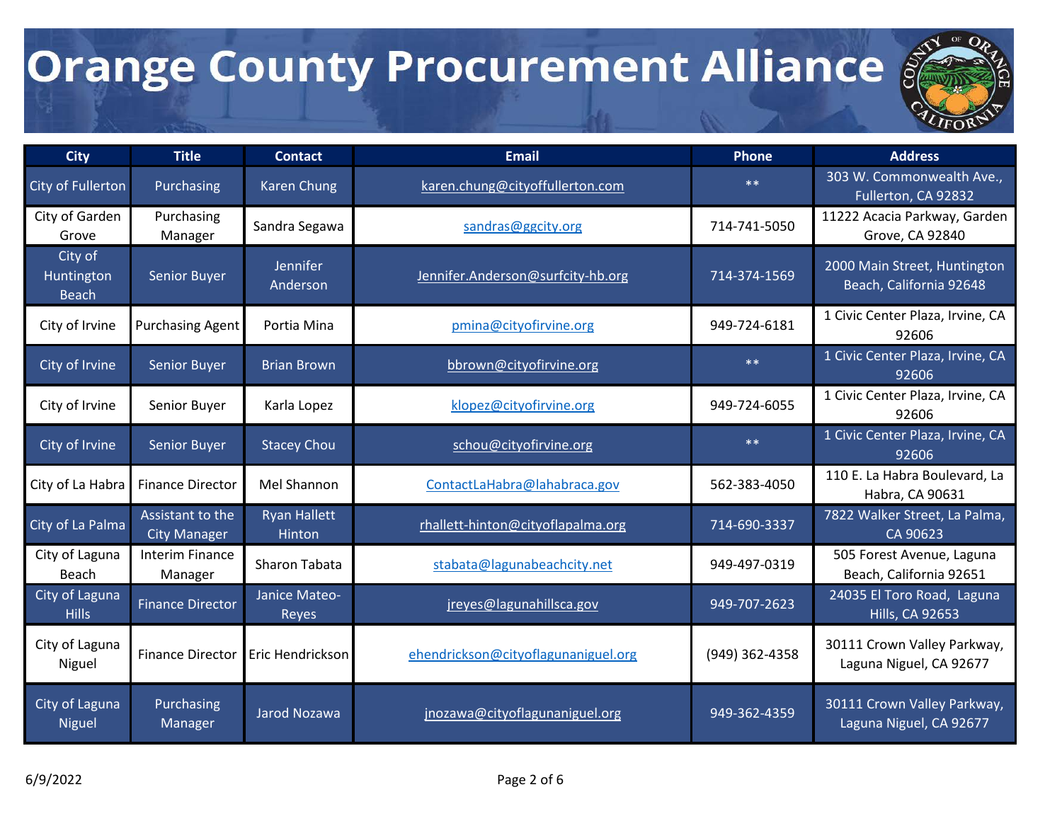# Orange County Procurement Alliance

| City | Title | Contact | Email | Phone | Address |
|---|---|---|---|---|---|
| City of Fullerton | Purchasing | Karen Chung | karen.chung@cityoffullerton.com | ** | 303 W. Commonwealth Ave., Fullerton, CA 92832 |
| City of Garden Grove | Purchasing Manager | Sandra Segawa | sandras@ggcity.org | 714-741-5050 | 11222 Acacia Parkway, Garden Grove, CA 92840 |
| City of Huntington Beach | Senior Buyer | Jennifer Anderson | Jennifer.Anderson@surfcity-hb.org | 714-374-1569 | 2000 Main Street, Huntington Beach, California 92648 |
| City of Irvine | Purchasing Agent | Portia Mina | pmina@cityofirvine.org | 949-724-6181 | 1 Civic Center Plaza, Irvine, CA 92606 |
| City of Irvine | Senior Buyer | Brian Brown | bbrown@cityofirvine.org | ** | 1 Civic Center Plaza, Irvine, CA 92606 |
| City of Irvine | Senior Buyer | Karla Lopez | klopez@cityofirvine.org | 949-724-6055 | 1 Civic Center Plaza, Irvine, CA 92606 |
| City of Irvine | Senior Buyer | Stacey Chou | schou@cityofirvine.org | ** | 1 Civic Center Plaza, Irvine, CA 92606 |
| City of La Habra | Finance Director | Mel Shannon | ContactLaHabra@lahabraca.gov | 562-383-4050 | 110 E. La Habra Boulevard, La Habra, CA 90631 |
| City of La Palma | Assistant to the City Manager | Ryan Hallett Hinton | rhallett-hinton@cityoflapalma.org | 714-690-3337 | 7822 Walker Street, La Palma, CA 90623 |
| City of Laguna Beach | Interim Finance Manager | Sharon Tabata | stabata@lagunabeachcity.net | 949-497-0319 | 505 Forest Avenue, Laguna Beach, California 92651 |
| City of Laguna Hills | Finance Director | Janice Mateo-Reyes | jreyes@lagunahillsca.gov | 949-707-2623 | 24035 El Toro Road, Laguna Hills, CA 92653 |
| City of Laguna Niguel | Finance Director | Eric Hendrickson | ehendrickson@cityoflagunaniguel.org | (949) 362-4358 | 30111 Crown Valley Parkway, Laguna Niguel, CA 92677 |
| City of Laguna Niguel | Purchasing Manager | Jarod Nozawa | jnozawa@cityoflagunaniguel.org | 949-362-4359 | 30111 Crown Valley Parkway, Laguna Niguel, CA 92677 |

6/9/2022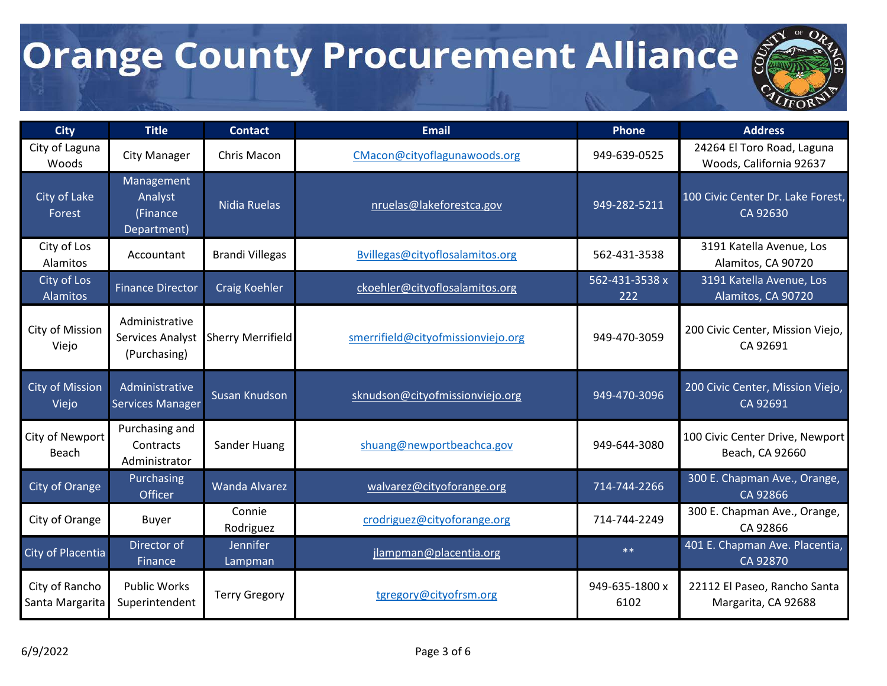# Orange County Procurement Alliance

| City | Title | Contact | Email | Phone | Address |
| --- | --- | --- | --- | --- | --- |
| City of Laguna Woods | City Manager | Chris Macon | CMacon@cityoflagunawoods.org | 949-639-0525 | 24264 El Toro Road, Laguna Woods, California 92637 |
| City of Lake Forest | Management Analyst (Finance Department) | Nidia Ruelas | nruelas@lakeforestca.gov | 949-282-5211 | 100 Civic Center Dr. Lake Forest, CA 92630 |
| City of Los Alamitos | Accountant | Brandi Villegas | Bvillegas@cityoflosalamitos.org | 562-431-3538 | 3191 Katella Avenue, Los Alamitos, CA 90720 |
| City of Los Alamitos | Finance Director | Craig Koehler | ckoehler@cityoflosalamitos.org | 562-431-3538 x 222 | 3191 Katella Avenue, Los Alamitos, CA 90720 |
| City of Mission Viejo | Administrative Services Analyst (Purchasing) | Sherry Merrifield | smerrifield@cityofmissionviejo.org | 949-470-3059 | 200 Civic Center, Mission Viejo, CA 92691 |
| City of Mission Viejo | Administrative Services Manager | Susan Knudson | sknudson@cityofmissionviejo.org | 949-470-3096 | 200 Civic Center, Mission Viejo, CA 92691 |
| City of Newport Beach | Purchasing and Contracts Administrator | Sander Huang | shuang@newportbeachca.gov | 949-644-3080 | 100 Civic Center Drive, Newport Beach, CA 92660 |
| City of Orange | Purchasing Officer | Wanda Alvarez | walvarez@cityoforange.org | 714-744-2266 | 300 E. Chapman Ave., Orange, CA 92866 |
| City of Orange | Buyer | Connie Rodriguez | crodriguez@cityoforange.org | 714-744-2249 | 300 E. Chapman Ave., Orange, CA 92866 |
| City of Placentia | Director of Finance | Jennifer Lampman | jlampman@placentia.org | ** | 401 E. Chapman Ave. Placentia, CA 92870 |
| City of Rancho Santa Margarita | Public Works Superintendent | Terry Gregory | tgregory@cityofrsm.org | 949-635-1800 x 6102 | 22112 El Paseo, Rancho Santa Margarita, CA 92688 |

6/9/2022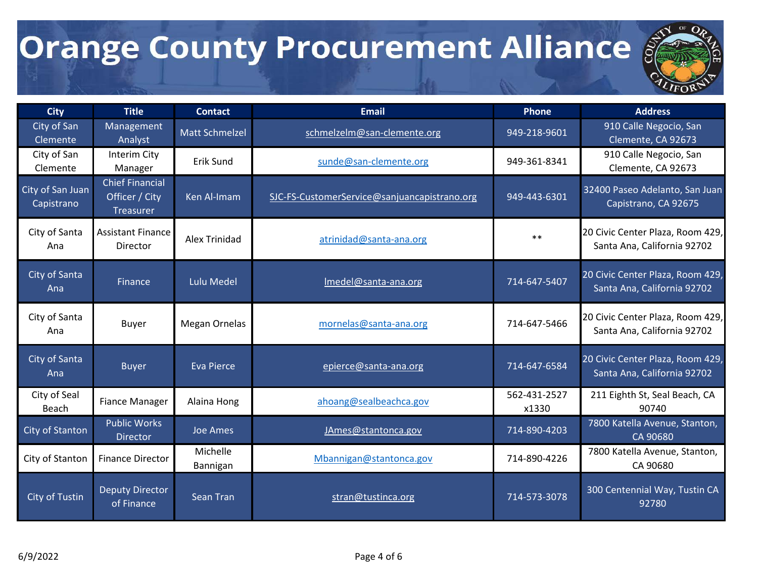# Orange County Procurement Alliance

| City | Title | Contact | Email | Phone | Address |
|---|---|---|---|---|---|
| City of San Clemente | Management Analyst | Matt Schmelzel | schmelzelm@san-clemente.org | 949-218-9601 | 910 Calle Negocio, San Clemente, CA 92673 |
| City of San Clemente | Interim City Manager | Erik Sund | sunde@san-clemente.org | 949-361-8341 | 910 Calle Negocio, San Clemente, CA 92673 |
| City of San Juan Capistrano | Chief Financial Officer / City Treasurer | Ken Al-Imam | SJC-FS-CustomerService@sanjuancapistrano.org | 949-443-6301 | 32400 Paseo Adelanto, San Juan Capistrano, CA 92675 |
| City of Santa Ana | Assistant Finance Director | Alex Trinidad | atrinidad@santa-ana.org | ** | 20 Civic Center Plaza, Room 429, Santa Ana, California 92702 |
| City of Santa Ana | Finance | Lulu Medel | lmedel@santa-ana.org | 714-647-5407 | 20 Civic Center Plaza, Room 429, Santa Ana, California 92702 |
| City of Santa Ana | Buyer | Megan Ornelas | mornelas@santa-ana.org | 714-647-5466 | 20 Civic Center Plaza, Room 429, Santa Ana, California 92702 |
| City of Santa Ana | Buyer | Eva Pierce | epierce@santa-ana.org | 714-647-6584 | 20 Civic Center Plaza, Room 429, Santa Ana, California 92702 |
| City of Seal Beach | Fiance Manager | Alaina Hong | ahoang@sealbeachca.gov | 562-431-2527 x1330 | 211 Eighth St, Seal Beach, CA 90740 |
| City of Stanton | Public Works Director | Joe Ames | JAmes@stantonca.gov | 714-890-4203 | 7800 Katella Avenue, Stanton, CA 90680 |
| City of Stanton | Finance Director | Michelle Bannigan | Mbannigan@stantonca.gov | 714-890-4226 | 7800 Katella Avenue, Stanton, CA 90680 |
| City of Tustin | Deputy Director of Finance | Sean Tran | stran@tustinca.org | 714-573-3078 | 300 Centennial Way, Tustin CA 92780 |

6/9/2022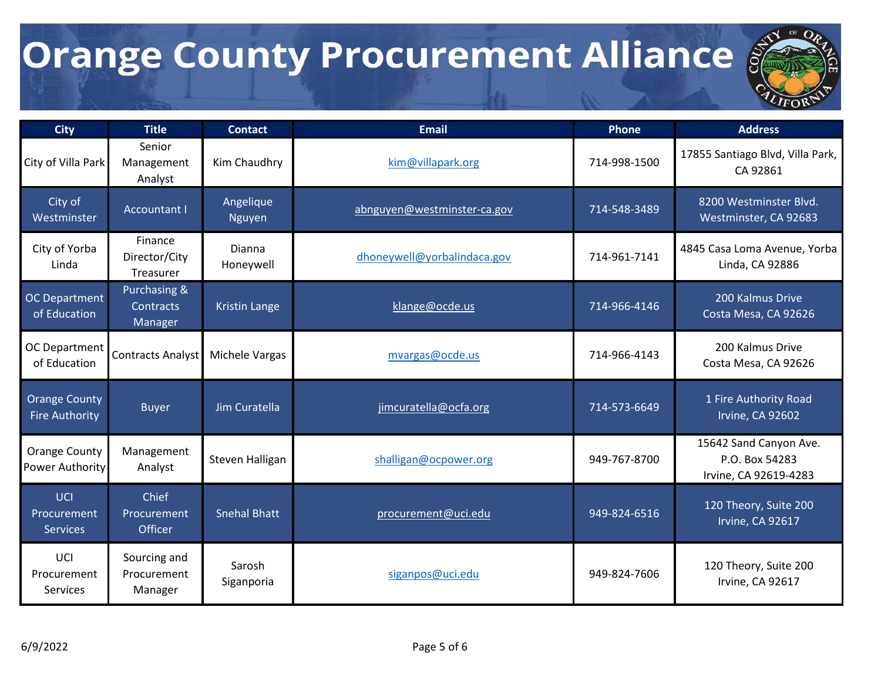# Orange County Procurement Alliance

| City | Title | Contact | Email | Phone | Address |
|---|---|---|---|---|---|
| City of Villa Park | Senior Management Analyst | Kim Chaudhry | kim@villapark.org | 714-998-1500 | 17855 Santiago Blvd, Villa Park, CA 92861 |
| City of Westminster | Accountant I | Angelique Nguyen | abnguyen@westminster-ca.gov | 714-548-3489 | 8200 Westminster Blvd. Westminster, CA 92683 |
| City of Yorba Linda | Finance Director/City Treasurer | Dianna Honeywell | dhoneywell@yorbalindaca.gov | 714-961-7141 | 4845 Casa Loma Avenue, Yorba Linda, CA 92886 |
| OC Department of Education | Purchasing & Contracts Manager | Kristin Lange | klange@ocde.us | 714-966-4146 | 200 Kalmus Drive Costa Mesa, CA 92626 |
| OC Department of Education | Contracts Analyst | Michele Vargas | mvargas@ocde.us | 714-966-4143 | 200 Kalmus Drive Costa Mesa, CA 92626 |
| Orange County Fire Authority | Buyer | Jim Curatella | jimcuratella@ocfa.org | 714-573-6649 | 1 Fire Authority Road Irvine, CA 92602 |
| Orange County Power Authority | Management Analyst | Steven Halligan | shalligan@ocpower.org | 949-767-8700 | 15642 Sand Canyon Ave. P.O. Box 54283 Irvine, CA 92619-4283 |
| UCI Procurement Services | Chief Procurement Officer | Snehal Bhatt | procurement@uci.edu | 949-824-6516 | 120 Theory, Suite 200 Irvine, CA 92617 |
| UCI Procurement Services | Sourcing and Procurement Manager | Sarosh Siganporia | siganpos@uci.edu | 949-824-7606 | 120 Theory, Suite 200 Irvine, CA 92617 |

6/9/2022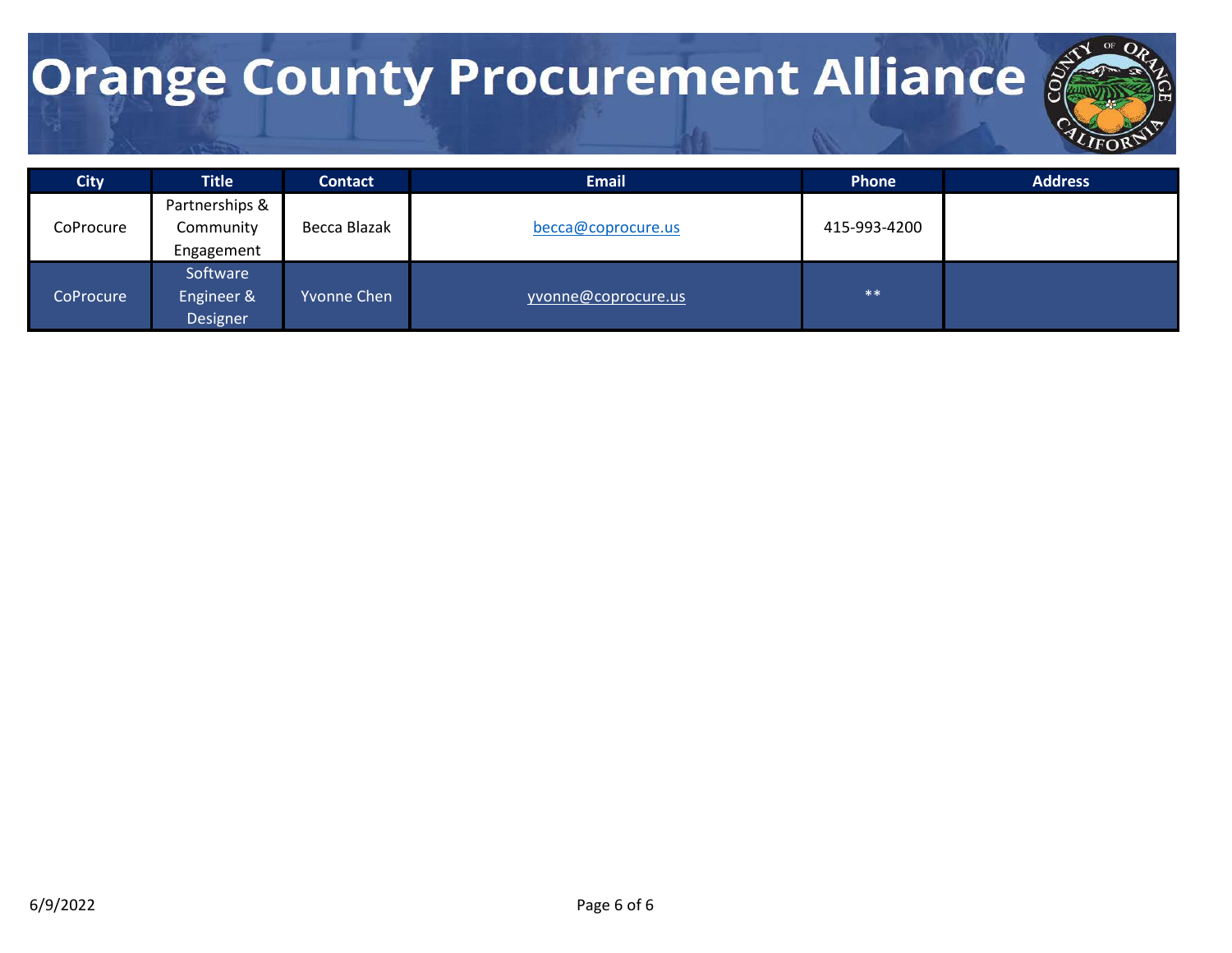# Orange County Procurement Alliance

| City | Title | Contact | Email | Phone | Address |
|---|---|---|---|---|---|
| CoProcure | Partnerships & Community Engagement | Becca Blazak | becca@coprocure.us | 415-993-4200 | |
| CoProcure | Software Engineer & Designer | Yvonne Chen | yvonne@coprocure.us | ** | |

6/9/2022